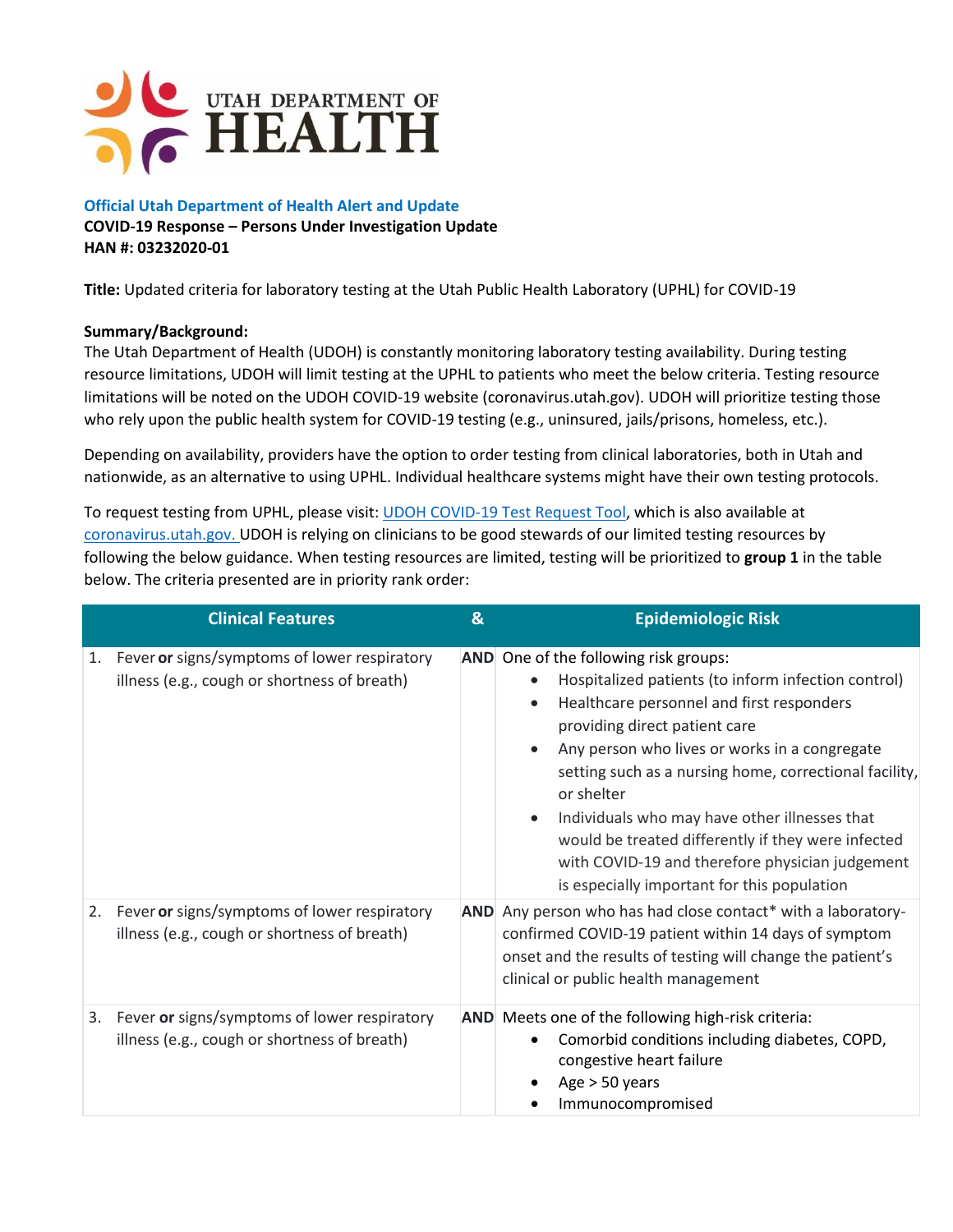# UTAH DEPARTMENT OF HEALTH

**Official Utah Department of Health Alert and Update**

**COVID-19 Response – Persons Under Investigation Update**

**HAN #: 03232020-01**

**Title:** Updated criteria for laboratory testing at the Utah Public Health Laboratory (UPHL) for COVID-19

**Summary/Background:**

The Utah Department of Health (UDOH) is constantly monitoring laboratory testing availability. During testing resource limitations, UDOH will limit testing at the UPHL to patients who meet the below criteria. Testing resource limitations will be noted on the UDOH COVID-19 website (coronavirus.utah.gov). UDOH will prioritize testing those who rely upon the public health system for COVID-19 testing (e.g., uninsured, jails/prisons, homeless, etc.).

Depending on availability, providers have the option to order testing from clinical laboratories, both in Utah and nationwide, as an alternative to using UPHL. Individual healthcare systems might have their own testing protocols.

To request testing from UPHL, please visit: UDOH COVID-19 Test Request Tool, which is also available at coronavirus.utah.gov. UDOH is relying on clinicians to be good stewards of our limited testing resources by following the below guidance. When testing resources are limited, testing will be prioritized to **group 1** in the table below. The criteria presented are in priority rank order:

| Clinical Features | & | Epidemiologic Risk |
|---|---|---|
| 1. Fever **or** signs/symptoms of lower respiratory illness (e.g., cough or shortness of breath) | **AND** | One of the following risk groups:<br>• Hospitalized patients (to inform infection control)<br>• Healthcare personnel and first responders providing direct patient care<br>• Any person who lives or works in a congregate setting such as a nursing home, correctional facility, or shelter<br>• Individuals who may have other illnesses that would be treated differently if they were infected with COVID-19 and therefore physician judgement is especially important for this population |
| 2. Fever **or** signs/symptoms of lower respiratory illness (e.g., cough or shortness of breath) | **AND** | Any person who has had close contact* with a laboratory-confirmed COVID-19 patient within 14 days of symptom onset and the results of testing will change the patient's clinical or public health management |
| 3. Fever **or** signs/symptoms of lower respiratory illness (e.g., cough or shortness of breath) | **AND** | Meets one of the following high-risk criteria:<br>• Comorbid conditions including diabetes, COPD, congestive heart failure<br>• Age > 50 years<br>• Immunocompromised |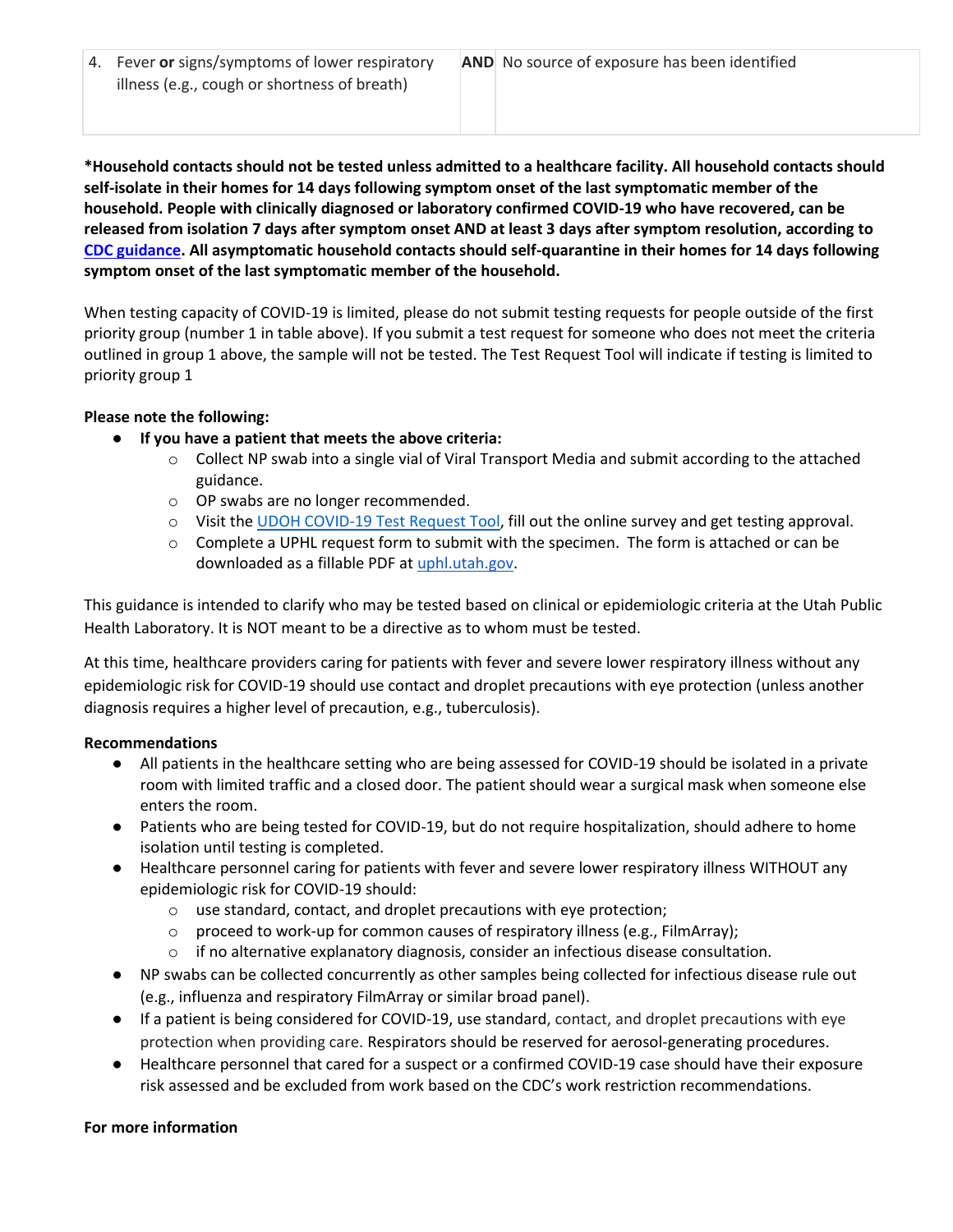| | | |
|---|---|---|
| 4. Fever **or** signs/symptoms of lower respiratory illness (e.g., cough or shortness of breath) | **AND** | No source of exposure has been identified |

***Household contacts should not be tested unless admitted to a healthcare facility. All household contacts should self-isolate in their homes for 14 days following symptom onset of the last symptomatic member of the household. People with clinically diagnosed or laboratory confirmed COVID-19 who have recovered, can be released from isolation 7 days after symptom onset AND at least 3 days after symptom resolution, according to [CDC guidance](). All asymptomatic household contacts should self-quarantine in their homes for 14 days following symptom onset of the last symptomatic member of the household.**

When testing capacity of COVID-19 is limited, please do not submit testing requests for people outside of the first priority group (number 1 in table above). If you submit a test request for someone who does not meet the criteria outlined in group 1 above, the sample will not be tested. The Test Request Tool will indicate if testing is limited to priority group 1

**Please note the following:**

- **If you have a patient that meets the above criteria:**
  - Collect NP swab into a single vial of Viral Transport Media and submit according to the attached guidance.
  - OP swabs are no longer recommended.
  - Visit the [UDOH COVID-19 Test Request Tool](), fill out the online survey and get testing approval.
  - Complete a UPHL request form to submit with the specimen. The form is attached or can be downloaded as a fillable PDF at [uphl.utah.gov]().

This guidance is intended to clarify who may be tested based on clinical or epidemiologic criteria at the Utah Public Health Laboratory. It is NOT meant to be a directive as to whom must be tested.

At this time, healthcare providers caring for patients with fever and severe lower respiratory illness without any epidemiologic risk for COVID-19 should use contact and droplet precautions with eye protection (unless another diagnosis requires a higher level of precaution, e.g., tuberculosis).

**Recommendations**

- All patients in the healthcare setting who are being assessed for COVID-19 should be isolated in a private room with limited traffic and a closed door. The patient should wear a surgical mask when someone else enters the room.
- Patients who are being tested for COVID-19, but do not require hospitalization, should adhere to home isolation until testing is completed.
- Healthcare personnel caring for patients with fever and severe lower respiratory illness WITHOUT any epidemiologic risk for COVID-19 should:
  - use standard, contact, and droplet precautions with eye protection;
  - proceed to work-up for common causes of respiratory illness (e.g., FilmArray);
  - if no alternative explanatory diagnosis, consider an infectious disease consultation.
- NP swabs can be collected concurrently as other samples being collected for infectious disease rule out (e.g., influenza and respiratory FilmArray or similar broad panel).
- If a patient is being considered for COVID-19, use standard, contact, and droplet precautions with eye protection when providing care. Respirators should be reserved for aerosol-generating procedures.
- Healthcare personnel that cared for a suspect or a confirmed COVID-19 case should have their exposure risk assessed and be excluded from work based on the CDC's work restriction recommendations.

**For more information**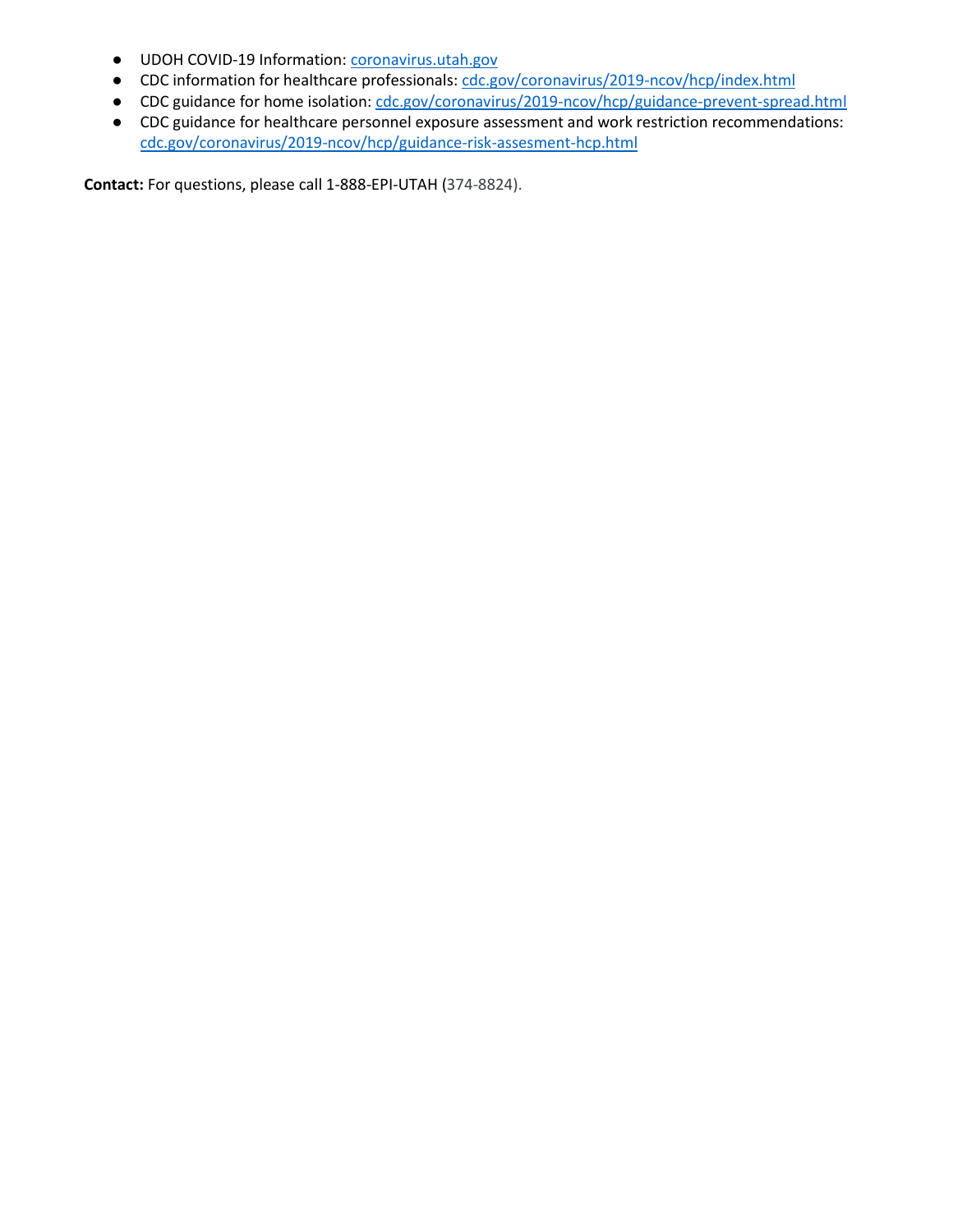- UDOH COVID-19 Information: [coronavirus.utah.gov](coronavirus.utah.gov)
- CDC information for healthcare professionals: [cdc.gov/coronavirus/2019-ncov/hcp/index.html](cdc.gov/coronavirus/2019-ncov/hcp/index.html)
- CDC guidance for home isolation: [cdc.gov/coronavirus/2019-ncov/hcp/guidance-prevent-spread.html](cdc.gov/coronavirus/2019-ncov/hcp/guidance-prevent-spread.html)
- CDC guidance for healthcare personnel exposure assessment and work restriction recommendations: [cdc.gov/coronavirus/2019-ncov/hcp/guidance-risk-assesment-hcp.html](cdc.gov/coronavirus/2019-ncov/hcp/guidance-risk-assesment-hcp.html)

**Contact:** For questions, please call 1-888-EPI-UTAH (374-8824).